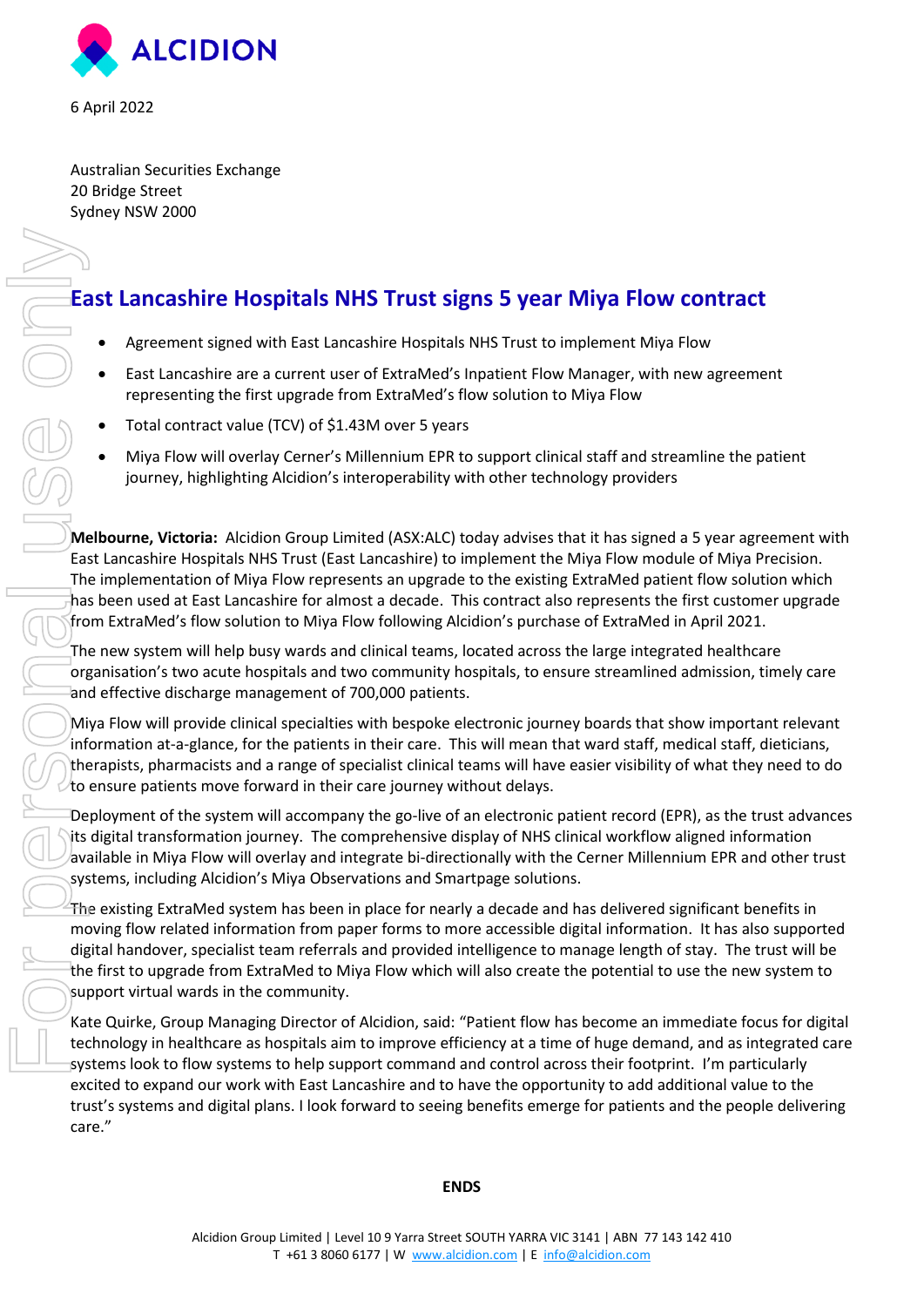ALCIDION

6 April 2022

Australian Securities Exchange
20 Bridge Street
Sydney NSW 2000

# East Lancashire Hospitals NHS Trust signs 5 year Miya Flow contract

- Agreement signed with East Lancashire Hospitals NHS Trust to implement Miya Flow
- East Lancashire are a current user of ExtraMed's Inpatient Flow Manager, with new agreement representing the first upgrade from ExtraMed's flow solution to Miya Flow
- Total contract value (TCV) of $1.43M over 5 years
- Miya Flow will overlay Cerner's Millennium EPR to support clinical staff and streamline the patient journey, highlighting Alcidion's interoperability with other technology providers

**Melbourne, Victoria:** Alcidion Group Limited (ASX:ALC) today advises that it has signed a 5 year agreement with East Lancashire Hospitals NHS Trust (East Lancashire) to implement the Miya Flow module of Miya Precision. The implementation of Miya Flow represents an upgrade to the existing ExtraMed patient flow solution which has been used at East Lancashire for almost a decade. This contract also represents the first customer upgrade from ExtraMed's flow solution to Miya Flow following Alcidion's purchase of ExtraMed in April 2021.

The new system will help busy wards and clinical teams, located across the large integrated healthcare organisation's two acute hospitals and two community hospitals, to ensure streamlined admission, timely care and effective discharge management of 700,000 patients.

Miya Flow will provide clinical specialties with bespoke electronic journey boards that show important relevant information at-a-glance, for the patients in their care. This will mean that ward staff, medical staff, dieticians, therapists, pharmacists and a range of specialist clinical teams will have easier visibility of what they need to do to ensure patients move forward in their care journey without delays.

Deployment of the system will accompany the go-live of an electronic patient record (EPR), as the trust advances its digital transformation journey. The comprehensive display of NHS clinical workflow aligned information available in Miya Flow will overlay and integrate bi-directionally with the Cerner Millennium EPR and other trust systems, including Alcidion's Miya Observations and Smartpage solutions.

The existing ExtraMed system has been in place for nearly a decade and has delivered significant benefits in moving flow related information from paper forms to more accessible digital information. It has also supported digital handover, specialist team referrals and provided intelligence to manage length of stay. The trust will be the first to upgrade from ExtraMed to Miya Flow which will also create the potential to use the new system to support virtual wards in the community.

Kate Quirke, Group Managing Director of Alcidion, said: "Patient flow has become an immediate focus for digital technology in healthcare as hospitals aim to improve efficiency at a time of huge demand, and as integrated care systems look to flow systems to help support command and control across their footprint. I'm particularly excited to expand our work with East Lancashire and to have the opportunity to add additional value to the trust's systems and digital plans. I look forward to seeing benefits emerge for patients and the people delivering care."

**ENDS**

Alcidion Group Limited | Level 10 9 Yarra Street SOUTH YARRA VIC 3141 | ABN 77 143 142 410
T +61 3 8060 6177 | W www.alcidion.com | E info@alcidion.com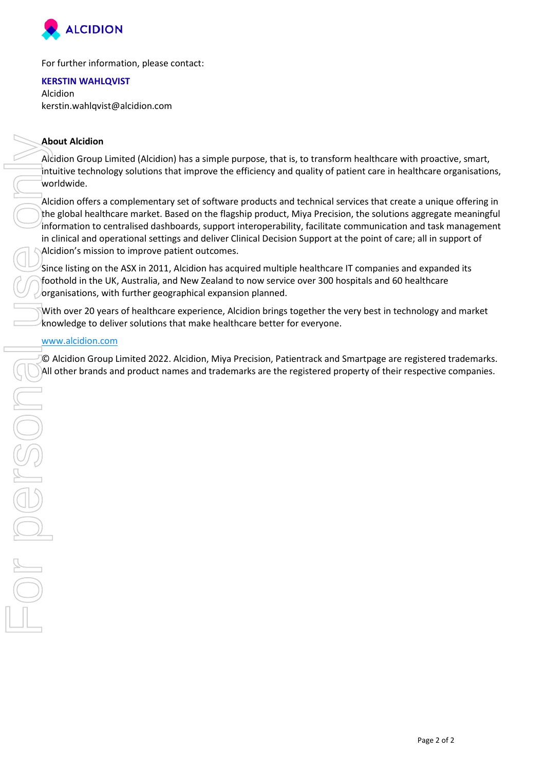For further information, please contact:

**KERSTIN WAHLQVIST**
Alcidion
kerstin.wahlqvist@alcidion.com

**About Alcidion**

Alcidion Group Limited (Alcidion) has a simple purpose, that is, to transform healthcare with proactive, smart, intuitive technology solutions that improve the efficiency and quality of patient care in healthcare organisations, worldwide.

Alcidion offers a complementary set of software products and technical services that create a unique offering in the global healthcare market. Based on the flagship product, Miya Precision, the solutions aggregate meaningful information to centralised dashboards, support interoperability, facilitate communication and task management in clinical and operational settings and deliver Clinical Decision Support at the point of care; all in support of Alcidion's mission to improve patient outcomes.

Since listing on the ASX in 2011, Alcidion has acquired multiple healthcare IT companies and expanded its foothold in the UK, Australia, and New Zealand to now service over 300 hospitals and 60 healthcare organisations, with further geographical expansion planned.

With over 20 years of healthcare experience, Alcidion brings together the very best in technology and market knowledge to deliver solutions that make healthcare better for everyone.

www.alcidion.com

© Alcidion Group Limited 2022. Alcidion, Miya Precision, Patientrack and Smartpage are registered trademarks. All other brands and product names and trademarks are the registered property of their respective companies.